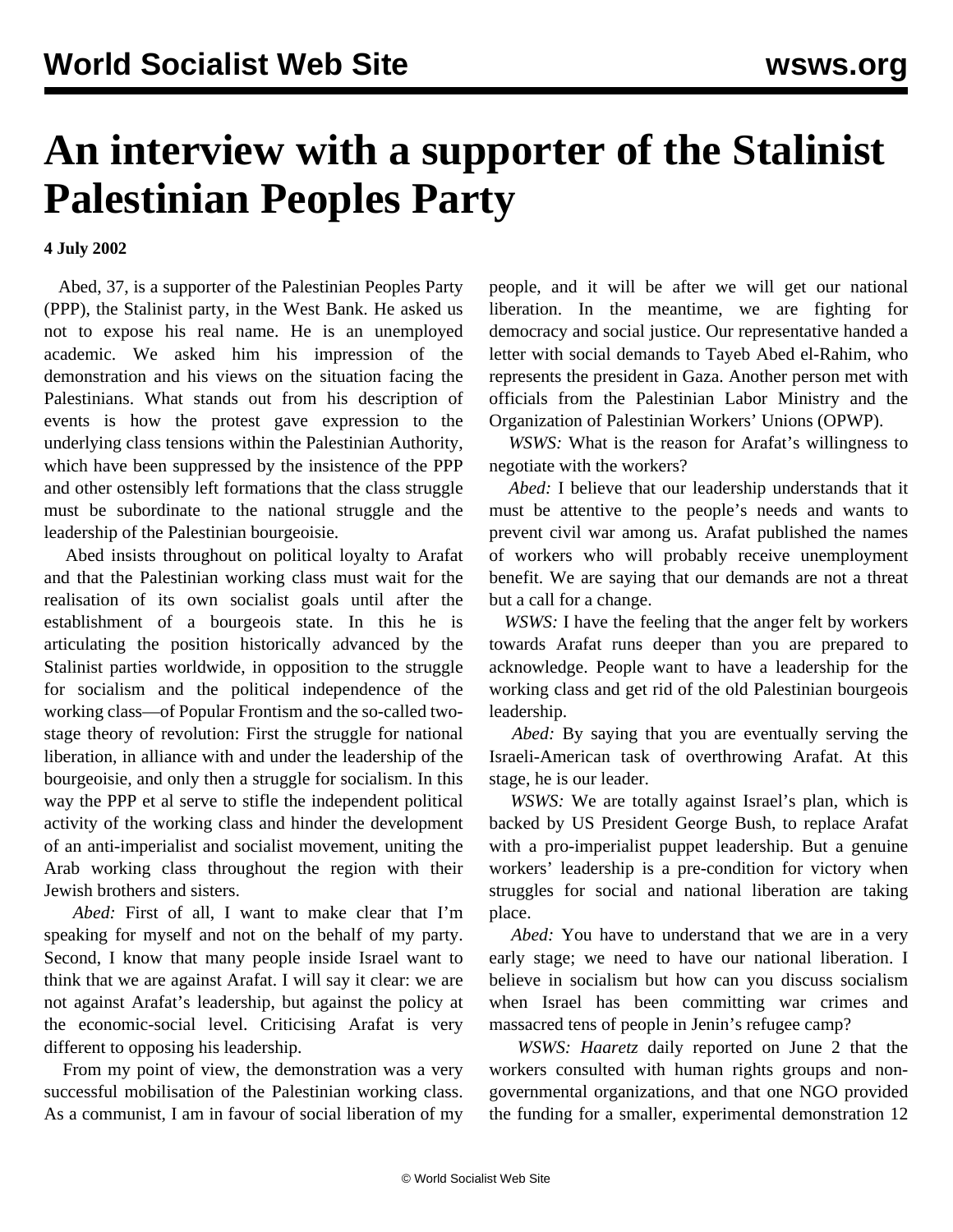# An interview with a supporter of the Stalinist Palestinian Peoples Party

**4 July 2002**

Abed, 37, is a supporter of the Palestinian Peoples Party (PPP), the Stalinist party, in the West Bank. He asked us not to expose his real name. He is an unemployed academic. We asked him his impression of the demonstration and his views on the situation facing the Palestinians. What stands out from his description of events is how the protest gave expression to the underlying class tensions within the Palestinian Authority, which have been suppressed by the insistence of the PPP and other ostensibly left formations that the class struggle must be subordinate to the national struggle and the leadership of the Palestinian bourgeoisie.

Abed insists throughout on political loyalty to Arafat and that the Palestinian working class must wait for the realisation of its own socialist goals until after the establishment of a bourgeois state. In this he is articulating the position historically advanced by the Stalinist parties worldwide, in opposition to the struggle for socialism and the political independence of the working class—of Popular Frontism and the so-called two-stage theory of revolution: First the struggle for national liberation, in alliance with and under the leadership of the bourgeoisie, and only then a struggle for socialism. In this way the PPP et al serve to stifle the independent political activity of the working class and hinder the development of an anti-imperialist and socialist movement, uniting the Arab working class throughout the region with their Jewish brothers and sisters.

*Abed:* First of all, I want to make clear that I'm speaking for myself and not on the behalf of my party. Second, I know that many people inside Israel want to think that we are against Arafat. I will say it clear: we are not against Arafat's leadership, but against the policy at the economic-social level. Criticising Arafat is very different to opposing his leadership.

From my point of view, the demonstration was a very successful mobilisation of the Palestinian working class. As a communist, I am in favour of social liberation of my people, and it will be after we will get our national liberation. In the meantime, we are fighting for democracy and social justice. Our representative handed a letter with social demands to Tayeb Abed el-Rahim, who represents the president in Gaza. Another person met with officials from the Palestinian Labor Ministry and the Organization of Palestinian Workers' Unions (OPWP).

*WSWS:* What is the reason for Arafat's willingness to negotiate with the workers?

*Abed:* I believe that our leadership understands that it must be attentive to the people's needs and wants to prevent civil war among us. Arafat published the names of workers who will probably receive unemployment benefit. We are saying that our demands are not a threat but a call for a change.

*WSWS:* I have the feeling that the anger felt by workers towards Arafat runs deeper than you are prepared to acknowledge. People want to have a leadership for the working class and get rid of the old Palestinian bourgeois leadership.

*Abed:* By saying that you are eventually serving the Israeli-American task of overthrowing Arafat. At this stage, he is our leader.

*WSWS:* We are totally against Israel's plan, which is backed by US President George Bush, to replace Arafat with a pro-imperialist puppet leadership. But a genuine workers' leadership is a pre-condition for victory when struggles for social and national liberation are taking place.

*Abed:* You have to understand that we are in a very early stage; we need to have our national liberation. I believe in socialism but how can you discuss socialism when Israel has been committing war crimes and massacred tens of people in Jenin's refugee camp?

*WSWS: Haaretz* daily reported on June 2 that the workers consulted with human rights groups and non-governmental organizations, and that one NGO provided the funding for a smaller, experimental demonstration 12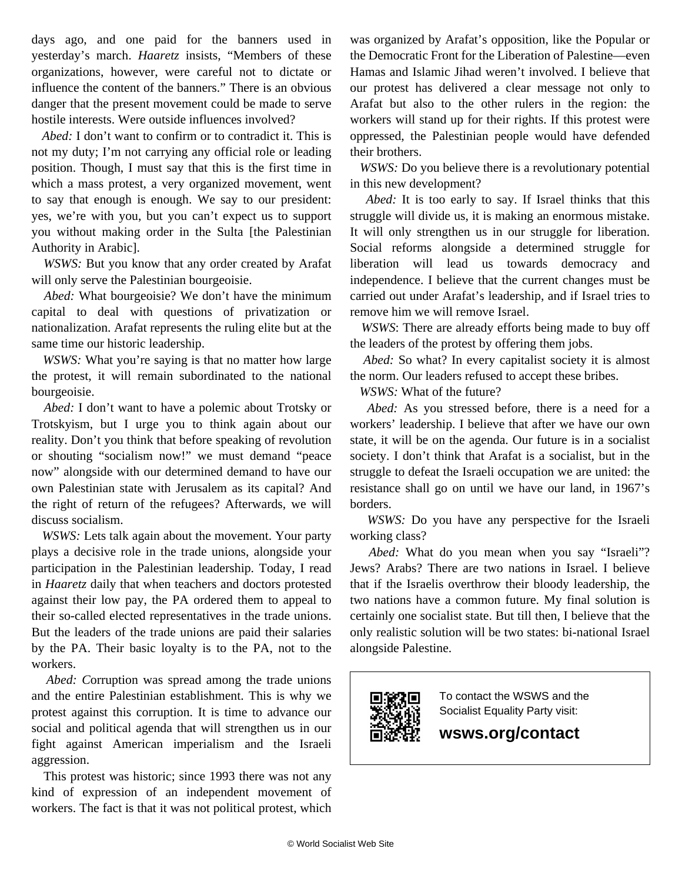days ago, and one paid for the banners used in yesterday's march. *Haaretz* insists, "Members of these organizations, however, were careful not to dictate or influence the content of the banners." There is an obvious danger that the present movement could be made to serve hostile interests. Were outside influences involved?

*Abed:* I don't want to confirm or to contradict it. This is not my duty; I'm not carrying any official role or leading position. Though, I must say that this is the first time in which a mass protest, a very organized movement, went to say that enough is enough. We say to our president: yes, we're with you, but you can't expect us to support you without making order in the Sulta [the Palestinian Authority in Arabic].

*WSWS:* But you know that any order created by Arafat will only serve the Palestinian bourgeoisie.

*Abed:* What bourgeoisie? We don't have the minimum capital to deal with questions of privatization or nationalization. Arafat represents the ruling elite but at the same time our historic leadership.

*WSWS:* What you're saying is that no matter how large the protest, it will remain subordinated to the national bourgeoisie.

*Abed:* I don't want to have a polemic about Trotsky or Trotskyism, but I urge you to think again about our reality. Don't you think that before speaking of revolution or shouting "socialism now!" we must demand "peace now" alongside with our determined demand to have our own Palestinian state with Jerusalem as its capital? And the right of return of the refugees? Afterwards, we will discuss socialism.

*WSWS:* Lets talk again about the movement. Your party plays a decisive role in the trade unions, alongside your participation in the Palestinian leadership. Today, I read in *Haaretz* daily that when teachers and doctors protested against their low pay, the PA ordered them to appeal to their so-called elected representatives in the trade unions. But the leaders of the trade unions are paid their salaries by the PA. Their basic loyalty is to the PA, not to the workers.

*Abed: C*orruption was spread among the trade unions and the entire Palestinian establishment. This is why we protest against this corruption. It is time to advance our social and political agenda that will strengthen us in our fight against American imperialism and the Israeli aggression.

This protest was historic; since 1993 there was not any kind of expression of an independent movement of workers. The fact is that it was not political protest, which was organized by Arafat's opposition, like the Popular or the Democratic Front for the Liberation of Palestine—even Hamas and Islamic Jihad weren't involved. I believe that our protest has delivered a clear message not only to Arafat but also to the other rulers in the region: the workers will stand up for their rights. If this protest were oppressed, the Palestinian people would have defended their brothers.

*WSWS:* Do you believe there is a revolutionary potential in this new development?

*Abed:* It is too early to say. If Israel thinks that this struggle will divide us, it is making an enormous mistake. It will only strengthen us in our struggle for liberation. Social reforms alongside a determined struggle for liberation will lead us towards democracy and independence. I believe that the current changes must be carried out under Arafat's leadership, and if Israel tries to remove him we will remove Israel.

*WSWS*: There are already efforts being made to buy off the leaders of the protest by offering them jobs.

*Abed:* So what? In every capitalist society it is almost the norm. Our leaders refused to accept these bribes.

*WSWS:* What of the future?

*Abed:* As you stressed before, there is a need for a workers' leadership. I believe that after we have our own state, it will be on the agenda. Our future is in a socialist society. I don't think that Arafat is a socialist, but in the struggle to defeat the Israeli occupation we are united: the resistance shall go on until we have our land, in 1967's borders.

*WSWS:* Do you have any perspective for the Israeli working class?

*Abed:* What do you mean when you say "Israeli"? Jews? Arabs? There are two nations in Israel. I believe that if the Israelis overthrow their bloody leadership, the two nations have a common future. My final solution is certainly one socialist state. But till then, I believe that the only realistic solution will be two states: bi-national Israel alongside Palestine.

To contact the WSWS and the Socialist Equality Party visit:

**wsws.org/contact**